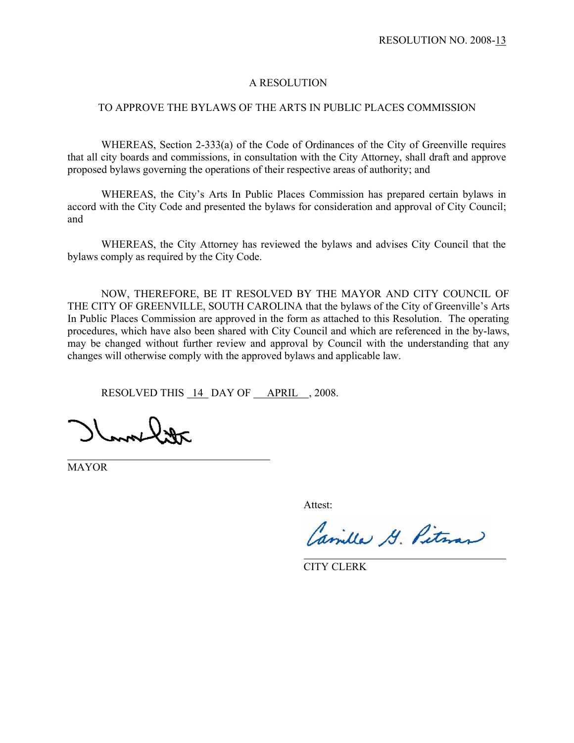RESOLUTION NO. 2008-13

# A RESOLUTION

## TO APPROVE THE BYLAWS OF THE ARTS IN PUBLIC PLACES COMMISSION

WHEREAS, Section 2-333(a) of the Code of Ordinances of the City of Greenville requires that all city boards and commissions, in consultation with the City Attorney, shall draft and approve proposed bylaws governing the operations of their respective areas of authority; and

WHEREAS, the City's Arts In Public Places Commission has prepared certain bylaws in accord with the City Code and presented the bylaws for consideration and approval of City Council; and

WHEREAS, the City Attorney has reviewed the bylaws and advises City Council that the bylaws comply as required by the City Code.

NOW, THEREFORE, BE IT RESOLVED BY THE MAYOR AND CITY COUNCIL OF THE CITY OF GREENVILLE, SOUTH CAROLINA that the bylaws of the City of Greenville's Arts In Public Places Commission are approved in the form as attached to this Resolution. The operating procedures, which have also been shared with City Council and which are referenced in the by-laws, may be changed without further review and approval by Council with the understanding that any changes will otherwise comply with the approved bylaws and applicable law.

RESOLVED THIS 14 DAY OF APRIL, 2008.

MAYOR

Attest:

Camilla G. Pitman

CITY CLERK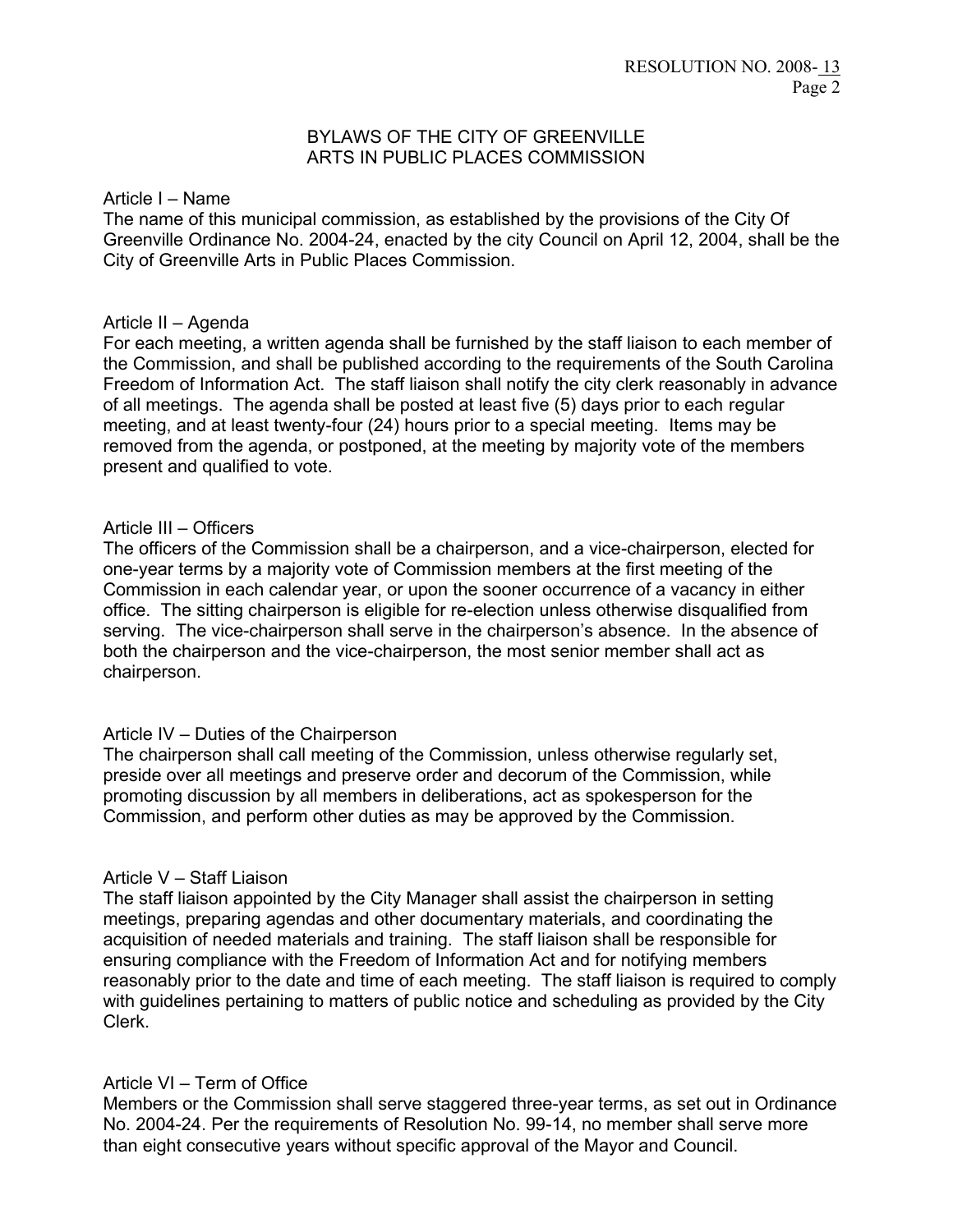## BYLAWS OF THE CITY OF GREENVILLE ARTS IN PUBLIC PLACES COMMISSION

### Article I – Name

The name of this municipal commission, as established by the provisions of the City Of Greenville Ordinance No. 2004-24, enacted by the city Council on April 12, 2004, shall be the City of Greenville Arts in Public Places Commission.

### Article II – Agenda

For each meeting, a written agenda shall be furnished by the staff liaison to each member of the Commission, and shall be published according to the requirements of the South Carolina Freedom of Information Act. The staff liaison shall notify the city clerk reasonably in advance of all meetings. The agenda shall be posted at least five (5) days prior to each regular meeting, and at least twenty-four (24) hours prior to a special meeting. Items may be removed from the agenda, or postponed, at the meeting by majority vote of the members present and qualified to vote.

### Article III – Officers

The officers of the Commission shall be a chairperson, and a vice-chairperson, elected for one-year terms by a majority vote of Commission members at the first meeting of the Commission in each calendar year, or upon the sooner occurrence of a vacancy in either office. The sitting chairperson is eligible for re-election unless otherwise disqualified from serving. The vice-chairperson shall serve in the chairperson's absence. In the absence of both the chairperson and the vice-chairperson, the most senior member shall act as chairperson.

### Article IV – Duties of the Chairperson

The chairperson shall call meeting of the Commission, unless otherwise regularly set, preside over all meetings and preserve order and decorum of the Commission, while promoting discussion by all members in deliberations, act as spokesperson for the Commission, and perform other duties as may be approved by the Commission.

### Article V – Staff Liaison

The staff liaison appointed by the City Manager shall assist the chairperson in setting meetings, preparing agendas and other documentary materials, and coordinating the acquisition of needed materials and training. The staff liaison shall be responsible for ensuring compliance with the Freedom of Information Act and for notifying members reasonably prior to the date and time of each meeting. The staff liaison is required to comply with guidelines pertaining to matters of public notice and scheduling as provided by the City Clerk.

### Article VI – Term of Office

Members or the Commission shall serve staggered three-year terms, as set out in Ordinance No. 2004-24. Per the requirements of Resolution No. 99-14, no member shall serve more than eight consecutive years without specific approval of the Mayor and Council.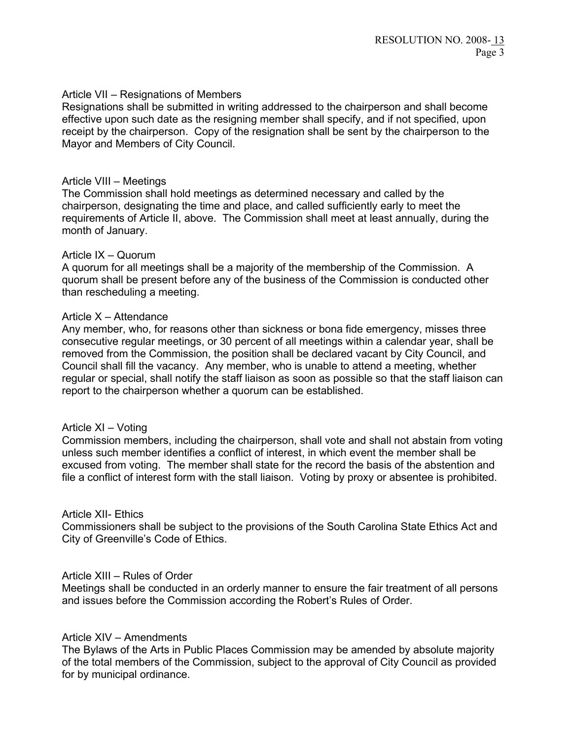## Article VII – Resignations of Members

Resignations shall be submitted in writing addressed to the chairperson and shall become effective upon such date as the resigning member shall specify, and if not specified, upon receipt by the chairperson. Copy of the resignation shall be sent by the chairperson to the Mayor and Members of City Council.

## Article VIII – Meetings

The Commission shall hold meetings as determined necessary and called by the chairperson, designating the time and place, and called sufficiently early to meet the requirements of Article II, above. The Commission shall meet at least annually, during the month of January.

## Article IX – Quorum

A quorum for all meetings shall be a majority of the membership of the Commission. A quorum shall be present before any of the business of the Commission is conducted other than rescheduling a meeting.

## Article X – Attendance

Any member, who, for reasons other than sickness or bona fide emergency, misses three consecutive regular meetings, or 30 percent of all meetings within a calendar year, shall be removed from the Commission, the position shall be declared vacant by City Council, and Council shall fill the vacancy. Any member, who is unable to attend a meeting, whether regular or special, shall notify the staff liaison as soon as possible so that the staff liaison can report to the chairperson whether a quorum can be established.

## Article XI – Voting

Commission members, including the chairperson, shall vote and shall not abstain from voting unless such member identifies a conflict of interest, in which event the member shall be excused from voting. The member shall state for the record the basis of the abstention and file a conflict of interest form with the stall liaison. Voting by proxy or absentee is prohibited.

## Article XII- Ethics

Commissioners shall be subject to the provisions of the South Carolina State Ethics Act and City of Greenville's Code of Ethics.

## Article XIII – Rules of Order

Meetings shall be conducted in an orderly manner to ensure the fair treatment of all persons and issues before the Commission according the Robert's Rules of Order.

## Article XIV – Amendments

The Bylaws of the Arts in Public Places Commission may be amended by absolute majority of the total members of the Commission, subject to the approval of City Council as provided for by municipal ordinance.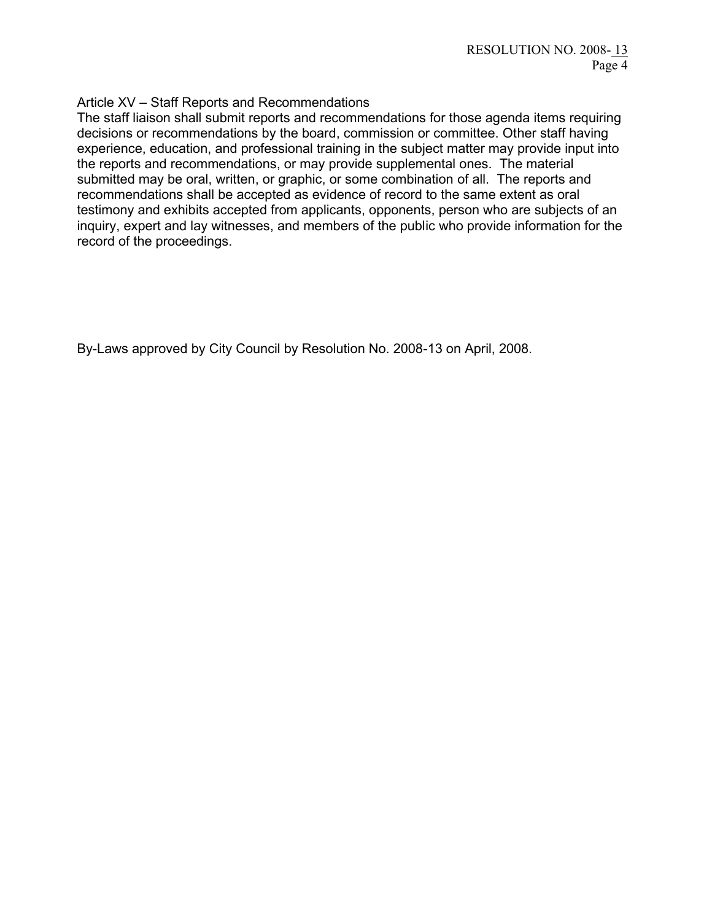## Article XV – Staff Reports and Recommendations

The staff liaison shall submit reports and recommendations for those agenda items requiring decisions or recommendations by the board, commission or committee. Other staff having experience, education, and professional training in the subject matter may provide input into the reports and recommendations, or may provide supplemental ones. The material submitted may be oral, written, or graphic, or some combination of all. The reports and recommendations shall be accepted as evidence of record to the same extent as oral testimony and exhibits accepted from applicants, opponents, person who are subjects of an inquiry, expert and lay witnesses, and members of the public who provide information for the record of the proceedings.

By-Laws approved by City Council by Resolution No. 2008-13 on April, 2008.